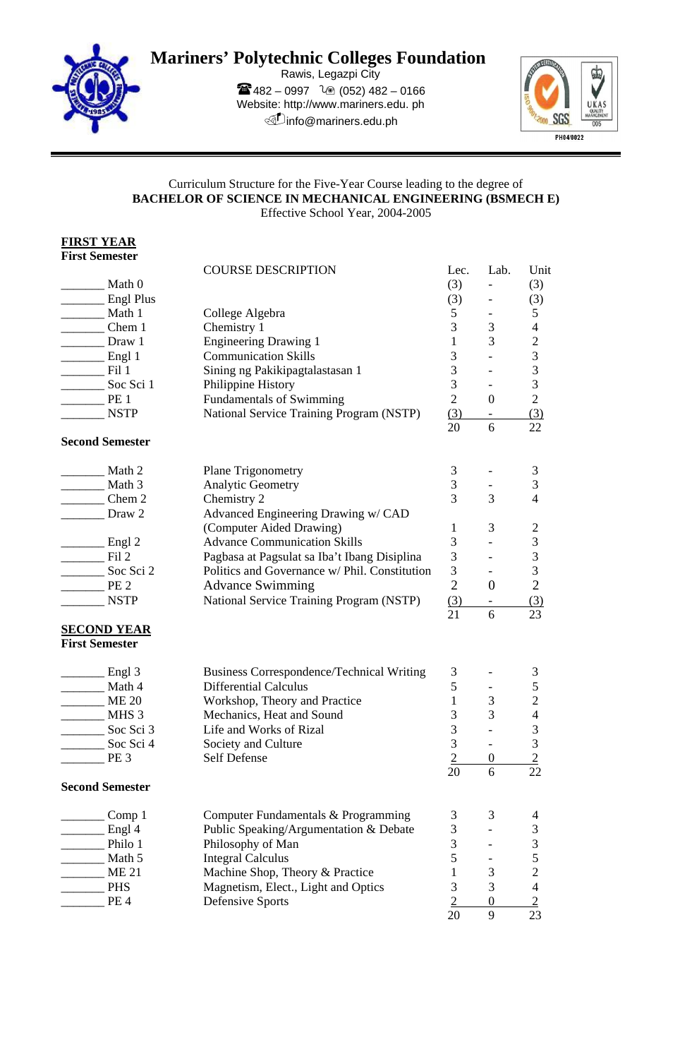# Mariners' Polytechnic Colleges Foundation

Rawis, Legazpi City
☎ 482 – 0997 (052) 482 – 0166
Website: http://www.mariners.edu. ph
info@mariners.edu.ph

PH04/0022

Curriculum Structure for the Five-Year Course leading to the degree of
**BACHELOR OF SCIENCE IN MECHANICAL ENGINEERING (BSMECH E)**
Effective School Year, 2004-2005

## FIRST YEAR

### First Semester

| | | COURSE DESCRIPTION | Lec. | Lab. | Unit |
|---|---|---|---|---|---|
| _______ | Math 0 | | (3) | - | (3) |
| _______ | Engl Plus | | (3) | - | (3) |
| _______ | Math 1 | College Algebra | 5 | - | 5 |
| _______ | Chem 1 | Chemistry 1 | 3 | 3 | 4 |
| _______ | Draw 1 | Engineering Drawing 1 | 1 | 3 | 2 |
| _______ | Engl 1 | Communication Skills | 3 | - | 3 |
| _______ | Fil 1 | Sining ng Pakikipagtalastasan 1 | 3 | - | 3 |
| _______ | Soc Sci 1 | Philippine History | 3 | - | 3 |
| _______ | PE 1 | Fundamentals of Swimming | 2 | 0 | 2 |
| _______ | NSTP | National Service Training Program (NSTP) | (3) | - | (3) |
| | | | 20 | 6 | 22 |

### Second Semester

| | | COURSE DESCRIPTION | Lec. | Lab. | Unit |
|---|---|---|---|---|---|
| _______ | Math 2 | Plane Trigonometry | 3 | - | 3 |
| _______ | Math 3 | Analytic Geometry | 3 | - | 3 |
| _______ | Chem 2 | Chemistry 2 | 3 | 3 | 4 |
| _______ | Draw 2 | Advanced Engineering Drawing w/ CAD (Computer Aided Drawing) | 1 | 3 | 2 |
| _______ | Engl 2 | Advance Communication Skills | 3 | - | 3 |
| _______ | Fil 2 | Pagbasa at Pagsulat sa Iba't Ibang Disiplina | 3 | - | 3 |
| _______ | Soc Sci 2 | Politics and Governance w/ Phil. Constitution | 3 | - | 3 |
| _______ | PE 2 | Advance Swimming | 2 | 0 | 2 |
| _______ | NSTP | National Service Training Program (NSTP) | (3) | - | (3) |
| | | | 21 | 6 | 23 |

## SECOND YEAR

### First Semester

| | | COURSE DESCRIPTION | Lec. | Lab. | Unit |
|---|---|---|---|---|---|
| _______ | Engl 3 | Business Correspondence/Technical Writing | 3 | - | 3 |
| _______ | Math 4 | Differential Calculus | 5 | - | 5 |
| _______ | ME 20 | Workshop, Theory and Practice | 1 | 3 | 2 |
| _______ | MHS 3 | Mechanics, Heat and Sound | 3 | 3 | 4 |
| _______ | Soc Sci 3 | Life and Works of Rizal | 3 | - | 3 |
| _______ | Soc Sci 4 | Society and Culture | 3 | - | 3 |
| _______ | PE 3 | Self Defense | 2 | 0 | 2 |
| | | | 20 | 6 | 22 |

### Second Semester

| | | COURSE DESCRIPTION | Lec. | Lab. | Unit |
|---|---|---|---|---|---|
| _______ | Comp 1 | Computer Fundamentals & Programming | 3 | 3 | 4 |
| _______ | Engl 4 | Public Speaking/Argumentation & Debate | 3 | - | 3 |
| _______ | Philo 1 | Philosophy of Man | 3 | - | 3 |
| _______ | Math 5 | Integral Calculus | 5 | - | 5 |
| _______ | ME 21 | Machine Shop, Theory & Practice | 1 | 3 | 2 |
| _______ | PHS | Magnetism, Elect., Light and Optics | 3 | 3 | 4 |
| _______ | PE 4 | Defensive Sports | 2 | 0 | 2 |
| | | | 20 | 9 | 23 |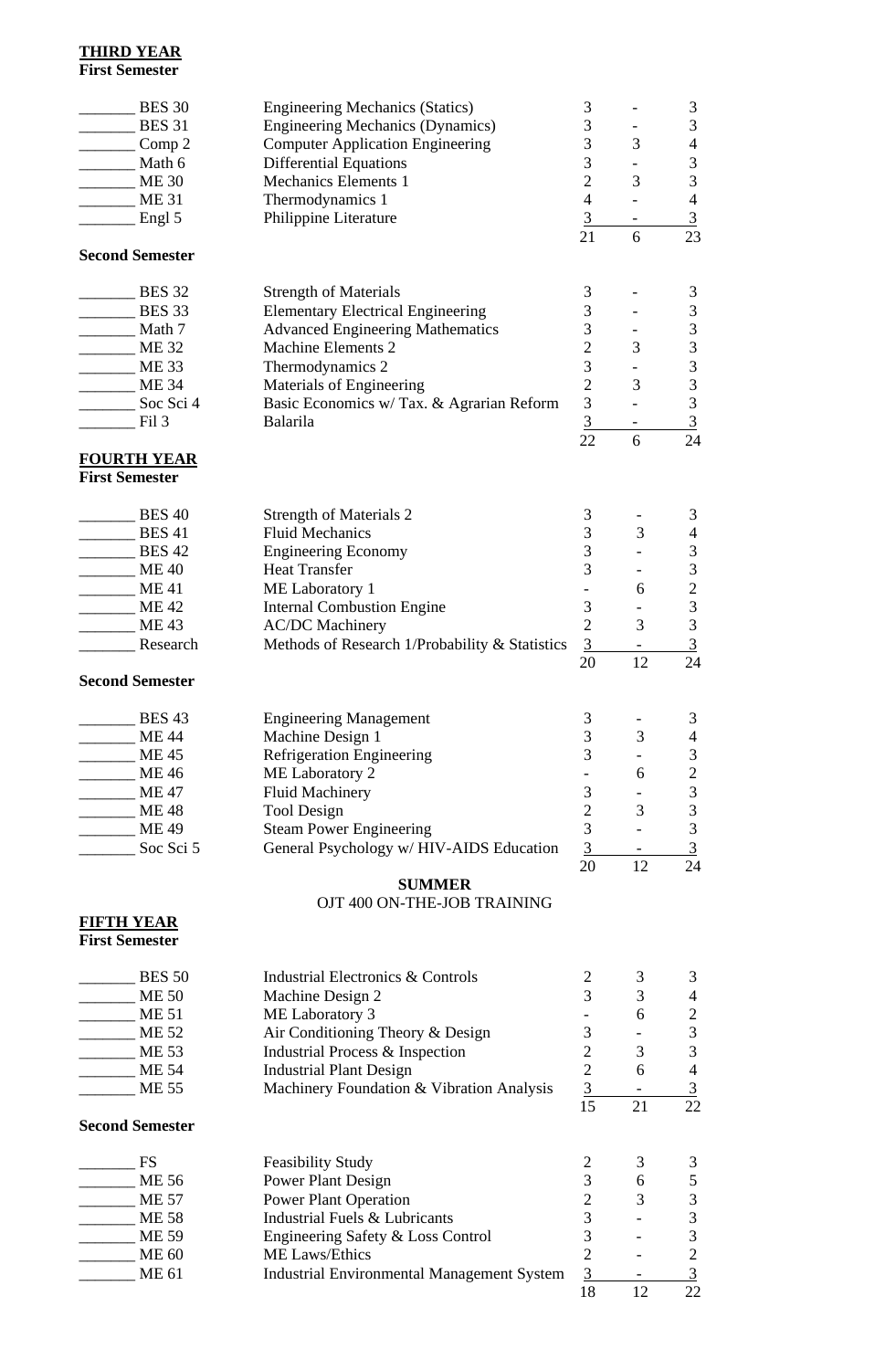**THIRD YEAR**

**First Semester**

| | | | | | |
|---|---|---|---|---|---|
| _______ | BES 30 | Engineering Mechanics (Statics) | 3 | - | 3 |
| _______ | BES 31 | Engineering Mechanics (Dynamics) | 3 | - | 3 |
| _______ | Comp 2 | Computer Application Engineering | 3 | 3 | 4 |
| _______ | Math 6 | Differential Equations | 3 | - | 3 |
| _______ | ME 30 | Mechanics Elements 1 | 2 | 3 | 3 |
| _______ | ME 31 | Thermodynamics 1 | 4 | - | 4 |
| _______ | Engl 5 | Philippine Literature | 3 | - | 3 |
| | | | 21 | 6 | 23 |

**Second Semester**

| | | | | | |
|---|---|---|---|---|---|
| _______ | BES 32 | Strength of Materials | 3 | - | 3 |
| _______ | BES 33 | Elementary Electrical Engineering | 3 | - | 3 |
| _______ | Math 7 | Advanced Engineering Mathematics | 3 | - | 3 |
| _______ | ME 32 | Machine Elements 2 | 2 | 3 | 3 |
| _______ | ME 33 | Thermodynamics 2 | 3 | - | 3 |
| _______ | ME 34 | Materials of Engineering | 2 | 3 | 3 |
| _______ | Soc Sci 4 | Basic Economics w/ Tax. & Agrarian Reform | 3 | - | 3 |
| _______ | Fil 3 | Balarila | 3 | - | 3 |
| | | | 22 | 6 | 24 |

**FOURTH YEAR**

**First Semester**

| | | | | | |
|---|---|---|---|---|---|
| _______ | BES 40 | Strength of Materials 2 | 3 | - | 3 |
| _______ | BES 41 | Fluid Mechanics | 3 | 3 | 4 |
| _______ | BES 42 | Engineering Economy | 3 | - | 3 |
| _______ | ME 40 | Heat Transfer | 3 | - | 3 |
| _______ | ME 41 | ME Laboratory 1 | - | 6 | 2 |
| _______ | ME 42 | Internal Combustion Engine | 3 | - | 3 |
| _______ | ME 43 | AC/DC Machinery | 2 | 3 | 3 |
| _______ | Research | Methods of Research 1/Probability & Statistics | 3 | - | 3 |
| | | | 20 | 12 | 24 |

**Second Semester**

| | | | | | |
|---|---|---|---|---|---|
| _______ | BES 43 | Engineering Management | 3 | - | 3 |
| _______ | ME 44 | Machine Design 1 | 3 | 3 | 4 |
| _______ | ME 45 | Refrigeration Engineering | 3 | - | 3 |
| _______ | ME 46 | ME Laboratory 2 | - | 6 | 2 |
| _______ | ME 47 | Fluid Machinery | 3 | - | 3 |
| _______ | ME 48 | Tool Design | 2 | 3 | 3 |
| _______ | ME 49 | Steam Power Engineering | 3 | - | 3 |
| _______ | Soc Sci 5 | General Psychology w/ HIV-AIDS Education | 3 | - | 3 |
| | | | 20 | 12 | 24 |

**SUMMER**

OJT 400 ON-THE-JOB TRAINING

**FIFTH YEAR**

**First Semester**

| | | | | | |
|---|---|---|---|---|---|
| _______ | BES 50 | Industrial Electronics & Controls | 2 | 3 | 3 |
| _______ | ME 50 | Machine Design 2 | 3 | 3 | 4 |
| _______ | ME 51 | ME Laboratory 3 | - | 6 | 2 |
| _______ | ME 52 | Air Conditioning Theory & Design | 3 | - | 3 |
| _______ | ME 53 | Industrial Process & Inspection | 2 | 3 | 3 |
| _______ | ME 54 | Industrial Plant Design | 2 | 6 | 4 |
| _______ | ME 55 | Machinery Foundation & Vibration Analysis | 3 | - | 3 |
| | | | 15 | 21 | 22 |

**Second Semester**

| | | | | | |
|---|---|---|---|---|---|
| _______ | FS | Feasibility Study | 2 | 3 | 3 |
| _______ | ME 56 | Power Plant Design | 3 | 6 | 5 |
| _______ | ME 57 | Power Plant Operation | 2 | 3 | 3 |
| _______ | ME 58 | Industrial Fuels & Lubricants | 3 | - | 3 |
| _______ | ME 59 | Engineering Safety & Loss Control | 3 | - | 3 |
| _______ | ME 60 | ME Laws/Ethics | 2 | - | 2 |
| _______ | ME 61 | Industrial Environmental Management System | 3 | - | 3 |
| | | | 18 | 12 | 22 |